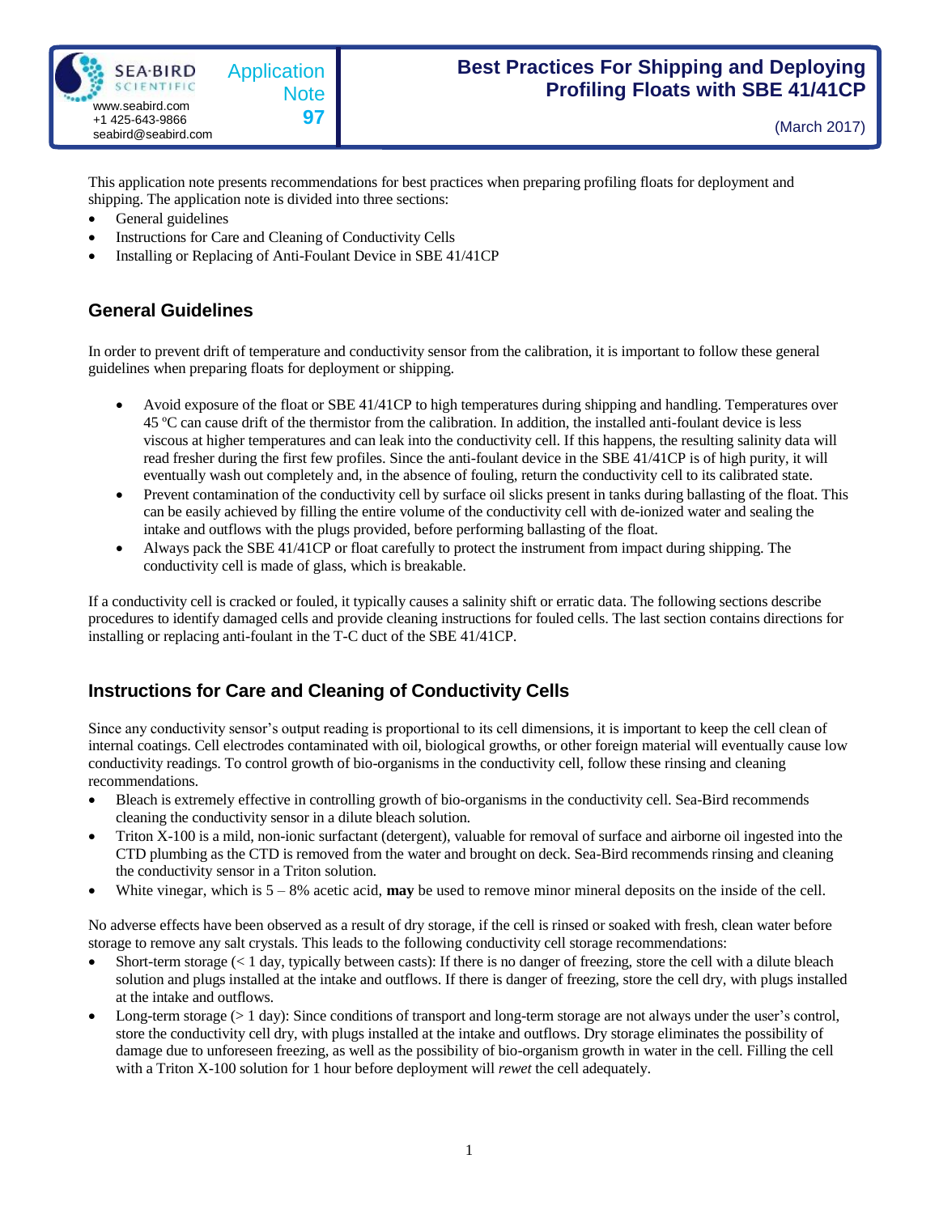Sea-Bird Scientific
www.seabird.com
+1 425-643-9866
seabird@seabird.com

Application Note 97

# Best Practices For Shipping and Deploying Profiling Floats with SBE 41/41CP

(March 2017)

This application note presents recommendations for best practices when preparing profiling floats for deployment and shipping. The application note is divided into three sections:

- General guidelines
- Instructions for Care and Cleaning of Conductivity Cells
- Installing or Replacing of Anti-Foulant Device in SBE 41/41CP

## General Guidelines

In order to prevent drift of temperature and conductivity sensor from the calibration, it is important to follow these general guidelines when preparing floats for deployment or shipping.

- Avoid exposure of the float or SBE 41/41CP to high temperatures during shipping and handling. Temperatures over 45 ºC can cause drift of the thermistor from the calibration. In addition, the installed anti-foulant device is less viscous at higher temperatures and can leak into the conductivity cell. If this happens, the resulting salinity data will read fresher during the first few profiles. Since the anti-foulant device in the SBE 41/41CP is of high purity, it will eventually wash out completely and, in the absence of fouling, return the conductivity cell to its calibrated state.
- Prevent contamination of the conductivity cell by surface oil slicks present in tanks during ballasting of the float. This can be easily achieved by filling the entire volume of the conductivity cell with de-ionized water and sealing the intake and outflows with the plugs provided, before performing ballasting of the float.
- Always pack the SBE 41/41CP or float carefully to protect the instrument from impact during shipping. The conductivity cell is made of glass, which is breakable.

If a conductivity cell is cracked or fouled, it typically causes a salinity shift or erratic data. The following sections describe procedures to identify damaged cells and provide cleaning instructions for fouled cells. The last section contains directions for installing or replacing anti-foulant in the T-C duct of the SBE 41/41CP.

## Instructions for Care and Cleaning of Conductivity Cells

Since any conductivity sensor's output reading is proportional to its cell dimensions, it is important to keep the cell clean of internal coatings. Cell electrodes contaminated with oil, biological growths, or other foreign material will eventually cause low conductivity readings. To control growth of bio-organisms in the conductivity cell, follow these rinsing and cleaning recommendations.

- Bleach is extremely effective in controlling growth of bio-organisms in the conductivity cell. Sea-Bird recommends cleaning the conductivity sensor in a dilute bleach solution.
- Triton X-100 is a mild, non-ionic surfactant (detergent), valuable for removal of surface and airborne oil ingested into the CTD plumbing as the CTD is removed from the water and brought on deck. Sea-Bird recommends rinsing and cleaning the conductivity sensor in a Triton solution.
- White vinegar, which is 5 – 8% acetic acid, **may** be used to remove minor mineral deposits on the inside of the cell.

No adverse effects have been observed as a result of dry storage, if the cell is rinsed or soaked with fresh, clean water before storage to remove any salt crystals. This leads to the following conductivity cell storage recommendations:

- Short-term storage (< 1 day, typically between casts): If there is no danger of freezing, store the cell with a dilute bleach solution and plugs installed at the intake and outflows. If there is danger of freezing, store the cell dry, with plugs installed at the intake and outflows.
- Long-term storage (> 1 day): Since conditions of transport and long-term storage are not always under the user's control, store the conductivity cell dry, with plugs installed at the intake and outflows. Dry storage eliminates the possibility of damage due to unforeseen freezing, as well as the possibility of bio-organism growth in water in the cell. Filling the cell with a Triton X-100 solution for 1 hour before deployment will *rewet* the cell adequately.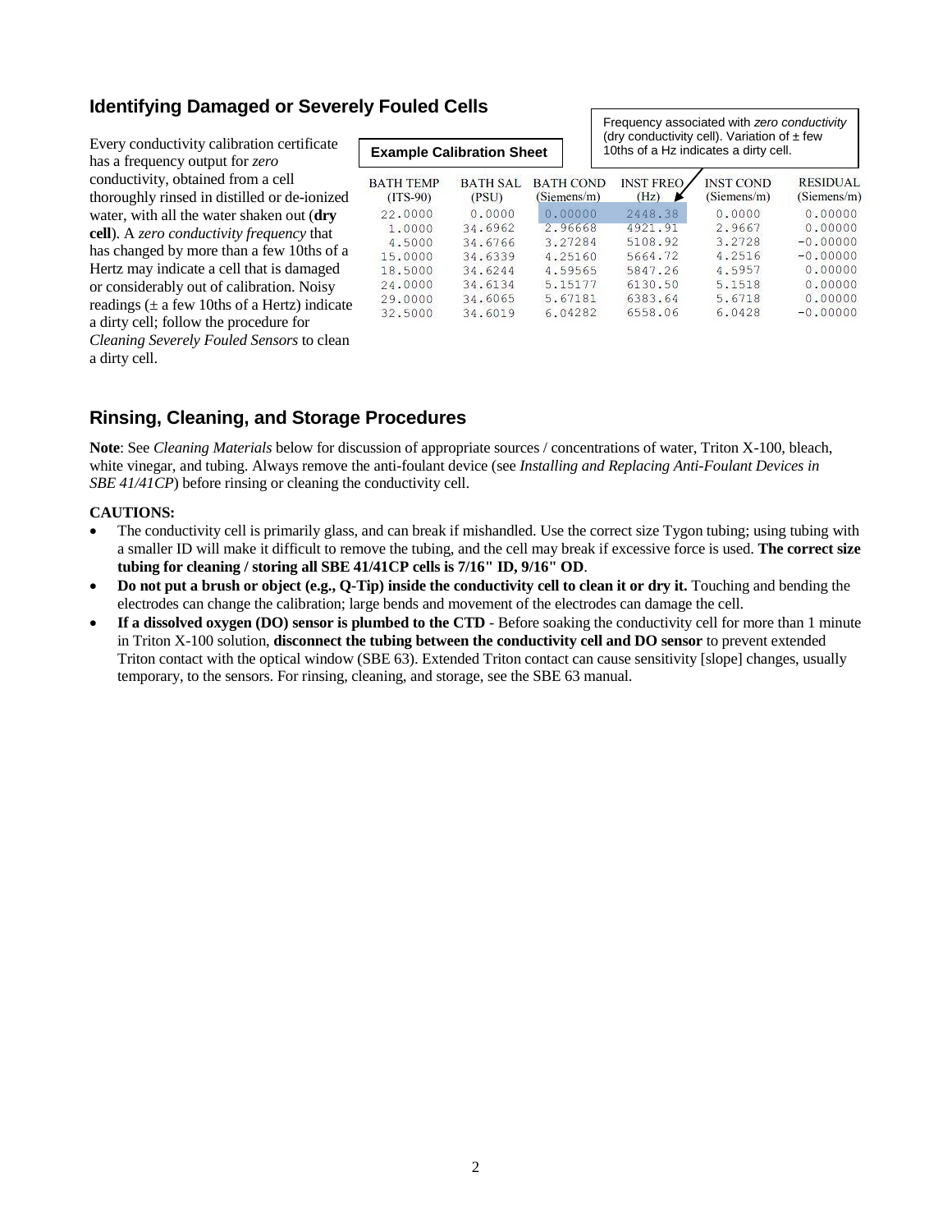## Identifying Damaged or Severely Fouled Cells

Every conductivity calibration certificate has a frequency output for *zero* conductivity, obtained from a cell thoroughly rinsed in distilled or de-ionized water, with all the water shaken out (**dry cell**). A *zero conductivity frequency* that has changed by more than a few 10ths of a Hertz may indicate a cell that is damaged or considerably out of calibration. Noisy readings (± a few 10ths of a Hertz) indicate a dirty cell; follow the procedure for *Cleaning Severely Fouled Sensors* to clean a dirty cell.

**Example Calibration Sheet**

Frequency associated with *zero conductivity* (dry conductivity cell). Variation of ± few 10ths of a Hz indicates a dirty cell.

| BATH TEMP (ITS-90) | BATH SAL (PSU) | BATH COND (Siemens/m) | INST FREQ (Hz) | INST COND (Siemens/m) | RESIDUAL (Siemens/m) |
|---|---|---|---|---|---|
| 22.0000 | 0.0000 | 0.00000 | 2448.38 | 0.0000 | 0.00000 |
| 1.0000 | 34.6962 | 2.96668 | 4921.91 | 2.9667 | 0.00000 |
| 4.5000 | 34.6766 | 3.27284 | 5108.92 | 3.2728 | -0.00000 |
| 15.0000 | 34.6339 | 4.25160 | 5664.72 | 4.2516 | -0.00000 |
| 18.5000 | 34.6244 | 4.59565 | 5847.26 | 4.5957 | 0.00000 |
| 24.0000 | 34.6134 | 5.15177 | 6130.50 | 5.1518 | 0.00000 |
| 29.0000 | 34.6065 | 5.67181 | 6383.64 | 5.6718 | 0.00000 |
| 32.5000 | 34.6019 | 6.04282 | 6558.06 | 6.0428 | -0.00000 |

## Rinsing, Cleaning, and Storage Procedures

**Note**: See *Cleaning Materials* below for discussion of appropriate sources / concentrations of water, Triton X-100, bleach, white vinegar, and tubing. Always remove the anti-foulant device (see *Installing and Replacing Anti-Foulant Devices in SBE 41/41CP*) before rinsing or cleaning the conductivity cell.

**CAUTIONS:**

- The conductivity cell is primarily glass, and can break if mishandled. Use the correct size Tygon tubing; using tubing with a smaller ID will make it difficult to remove the tubing, and the cell may break if excessive force is used. **The correct size tubing for cleaning / storing all SBE 41/41CP cells is 7/16" ID, 9/16" OD**.
- **Do not put a brush or object (e.g., Q-Tip) inside the conductivity cell to clean it or dry it.** Touching and bending the electrodes can change the calibration; large bends and movement of the electrodes can damage the cell.
- **If a dissolved oxygen (DO) sensor is plumbed to the CTD** - Before soaking the conductivity cell for more than 1 minute in Triton X-100 solution, **disconnect the tubing between the conductivity cell and DO sensor** to prevent extended Triton contact with the optical window (SBE 63). Extended Triton contact can cause sensitivity [slope] changes, usually temporary, to the sensors. For rinsing, cleaning, and storage, see the SBE 63 manual.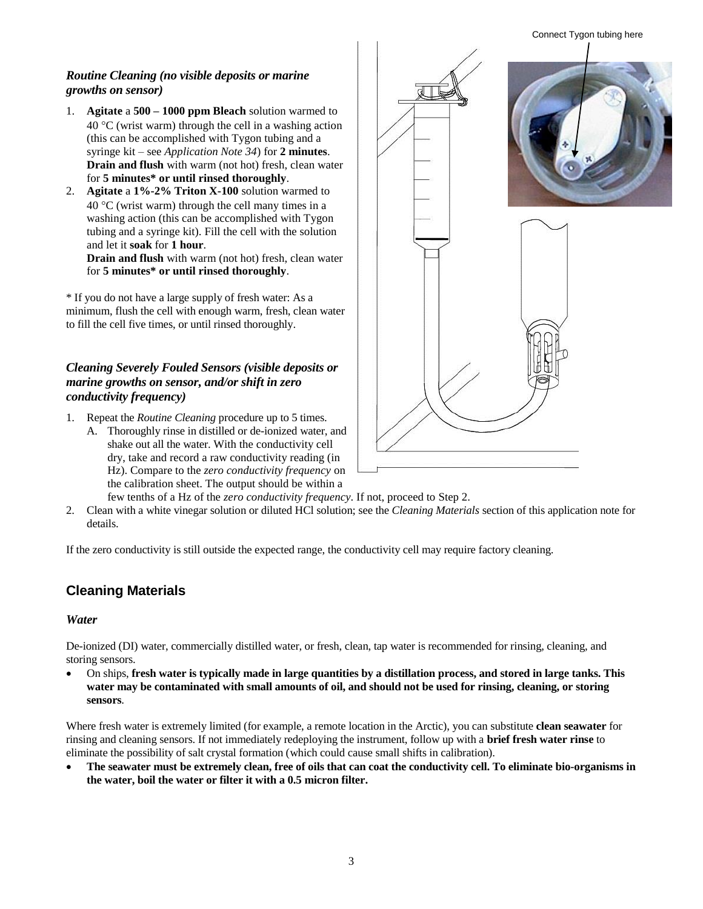### *Routine Cleaning (no visible deposits or marine growths on sensor)*

1. **Agitate** a **500 – 1000 ppm Bleach** solution warmed to 40 °C (wrist warm) through the cell in a washing action (this can be accomplished with Tygon tubing and a syringe kit – see *Application Note 34*) for **2 minutes**. **Drain and flush** with warm (not hot) fresh, clean water for **5 minutes* or until rinsed thoroughly**.
2. **Agitate** a **1%-2% Triton X-100** solution warmed to 40 °C (wrist warm) through the cell many times in a washing action (this can be accomplished with Tygon tubing and a syringe kit). Fill the cell with the solution and let it **soak** for **1 hour**.
   **Drain and flush** with warm (not hot) fresh, clean water for **5 minutes* or until rinsed thoroughly**.

* If you do not have a large supply of fresh water: As a minimum, flush the cell with enough warm, fresh, clean water to fill the cell five times, or until rinsed thoroughly.

Connect Tygon tubing here

### *Cleaning Severely Fouled Sensors (visible deposits or marine growths on sensor, and/or shift in zero conductivity frequency)*

1. Repeat the *Routine Cleaning* procedure up to 5 times.
   A. Thoroughly rinse in distilled or de-ionized water, and shake out all the water. With the conductivity cell dry, take and record a raw conductivity reading (in Hz). Compare to the *zero conductivity frequency* on the calibration sheet. The output should be within a few tenths of a Hz of the *zero conductivity frequency*. If not, proceed to Step 2.
2. Clean with a white vinegar solution or diluted HCl solution; see the *Cleaning Materials* section of this application note for details.

If the zero conductivity is still outside the expected range, the conductivity cell may require factory cleaning.

## Cleaning Materials

### *Water*

De-ionized (DI) water, commercially distilled water, or fresh, clean, tap water is recommended for rinsing, cleaning, and storing sensors.

- On ships, **fresh water is typically made in large quantities by a distillation process, and stored in large tanks. This water may be contaminated with small amounts of oil, and should not be used for rinsing, cleaning, or storing sensors**.

Where fresh water is extremely limited (for example, a remote location in the Arctic), you can substitute **clean seawater** for rinsing and cleaning sensors. If not immediately redeploying the instrument, follow up with a **brief fresh water rinse** to eliminate the possibility of salt crystal formation (which could cause small shifts in calibration).

- **The seawater must be extremely clean, free of oils that can coat the conductivity cell. To eliminate bio-organisms in the water, boil the water or filter it with a 0.5 micron filter.**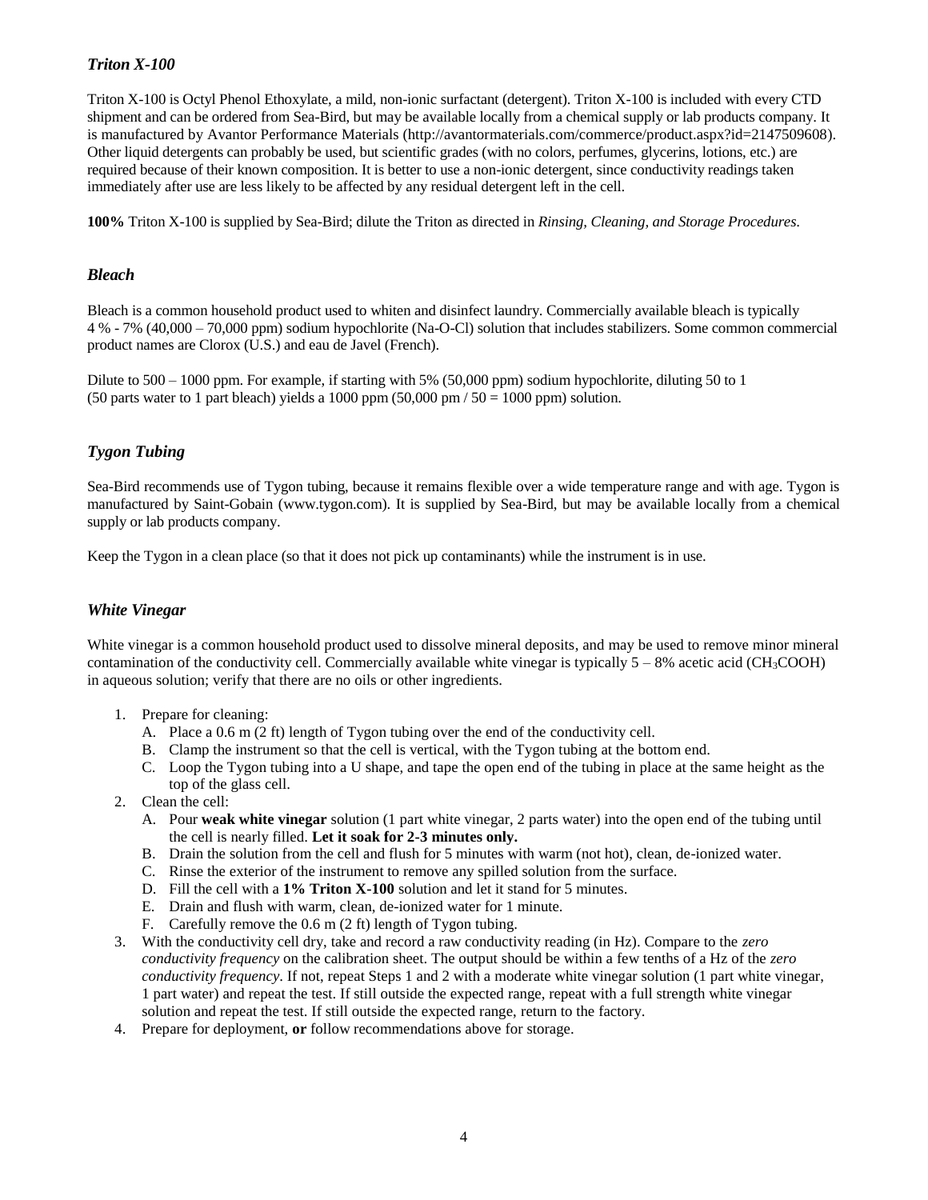### *Triton X-100*

Triton X-100 is Octyl Phenol Ethoxylate, a mild, non-ionic surfactant (detergent). Triton X-100 is included with every CTD shipment and can be ordered from Sea-Bird, but may be available locally from a chemical supply or lab products company. It is manufactured by Avantor Performance Materials (http://avantormaterials.com/commerce/product.aspx?id=2147509608). Other liquid detergents can probably be used, but scientific grades (with no colors, perfumes, glycerins, lotions, etc.) are required because of their known composition. It is better to use a non-ionic detergent, since conductivity readings taken immediately after use are less likely to be affected by any residual detergent left in the cell.

**100%** Triton X-100 is supplied by Sea-Bird; dilute the Triton as directed in *Rinsing, Cleaning, and Storage Procedures*.

### *Bleach*

Bleach is a common household product used to whiten and disinfect laundry. Commercially available bleach is typically 4 % - 7% (40,000 – 70,000 ppm) sodium hypochlorite (Na-O-Cl) solution that includes stabilizers. Some common commercial product names are Clorox (U.S.) and eau de Javel (French).

Dilute to 500 – 1000 ppm. For example, if starting with 5% (50,000 ppm) sodium hypochlorite, diluting 50 to 1 (50 parts water to 1 part bleach) yields a 1000 ppm (50,000 pm / 50 = 1000 ppm) solution.

### *Tygon Tubing*

Sea-Bird recommends use of Tygon tubing, because it remains flexible over a wide temperature range and with age. Tygon is manufactured by Saint-Gobain (www.tygon.com). It is supplied by Sea-Bird, but may be available locally from a chemical supply or lab products company.

Keep the Tygon in a clean place (so that it does not pick up contaminants) while the instrument is in use.

### *White Vinegar*

White vinegar is a common household product used to dissolve mineral deposits, and may be used to remove minor mineral contamination of the conductivity cell. Commercially available white vinegar is typically 5 – 8% acetic acid ($CH_3COOH$) in aqueous solution; verify that there are no oils or other ingredients.

1. Prepare for cleaning:
   A. Place a 0.6 m (2 ft) length of Tygon tubing over the end of the conductivity cell.
   B. Clamp the instrument so that the cell is vertical, with the Tygon tubing at the bottom end.
   C. Loop the Tygon tubing into a U shape, and tape the open end of the tubing in place at the same height as the top of the glass cell.
2. Clean the cell:
   A. Pour **weak white vinegar** solution (1 part white vinegar, 2 parts water) into the open end of the tubing until the cell is nearly filled. **Let it soak for 2-3 minutes only.**
   B. Drain the solution from the cell and flush for 5 minutes with warm (not hot), clean, de-ionized water.
   C. Rinse the exterior of the instrument to remove any spilled solution from the surface.
   D. Fill the cell with a **1% Triton X-100** solution and let it stand for 5 minutes.
   E. Drain and flush with warm, clean, de-ionized water for 1 minute.
   F. Carefully remove the 0.6 m (2 ft) length of Tygon tubing.
3. With the conductivity cell dry, take and record a raw conductivity reading (in Hz). Compare to the *zero conductivity frequency* on the calibration sheet. The output should be within a few tenths of a Hz of the *zero conductivity frequency*. If not, repeat Steps 1 and 2 with a moderate white vinegar solution (1 part white vinegar, 1 part water) and repeat the test. If still outside the expected range, repeat with a full strength white vinegar solution and repeat the test. If still outside the expected range, return to the factory.
4. Prepare for deployment, **or** follow recommendations above for storage.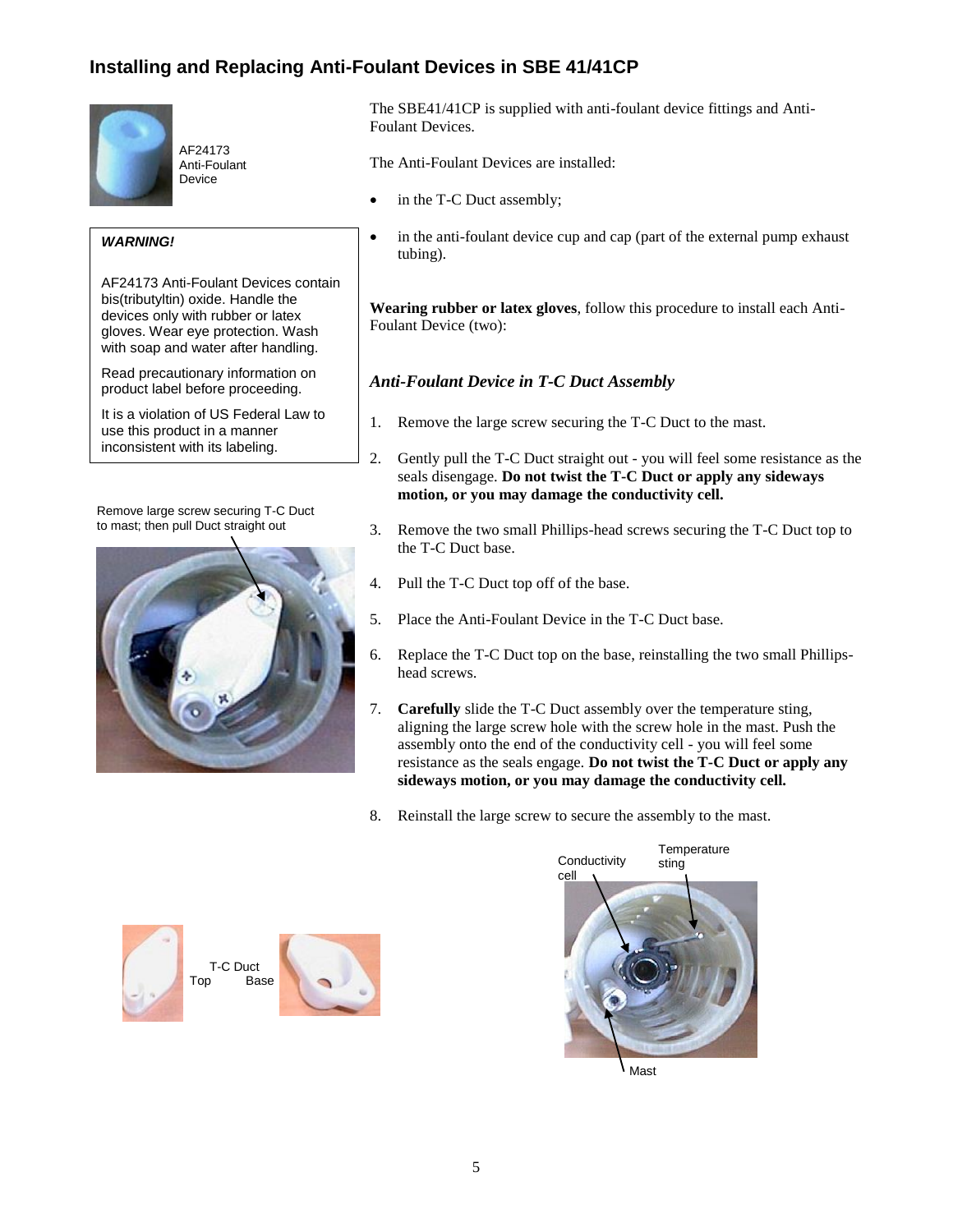## Installing and Replacing Anti-Foulant Devices in SBE 41/41CP

AF24173 Anti-Foulant Device

**_WARNING!_**

AF24173 Anti-Foulant Devices contain bis(tributyltin) oxide. Handle the devices only with rubber or latex gloves. Wear eye protection. Wash with soap and water after handling.

Read precautionary information on product label before proceeding.

It is a violation of US Federal Law to use this product in a manner inconsistent with its labeling.

Remove large screw securing T-C Duct to mast; then pull Duct straight out

The SBE41/41CP is supplied with anti-foulant device fittings and Anti-Foulant Devices.

The Anti-Foulant Devices are installed:

- in the T-C Duct assembly;
- in the anti-foulant device cup and cap (part of the external pump exhaust tubing).

**Wearing rubber or latex gloves**, follow this procedure to install each Anti-Foulant Device (two):

### _Anti-Foulant Device in T-C Duct Assembly_

1. Remove the large screw securing the T-C Duct to the mast.
2. Gently pull the T-C Duct straight out - you will feel some resistance as the seals disengage. **Do not twist the T-C Duct or apply any sideways motion, or you may damage the conductivity cell.**
3. Remove the two small Phillips-head screws securing the T-C Duct top to the T-C Duct base.
4. Pull the T-C Duct top off of the base.
5. Place the Anti-Foulant Device in the T-C Duct base.
6. Replace the T-C Duct top on the base, reinstalling the two small Phillips-head screws.
7. **Carefully** slide the T-C Duct assembly over the temperature sting, aligning the large screw hole with the screw hole in the mast. Push the assembly onto the end of the conductivity cell - you will feel some resistance as the seals engage. **Do not twist the T-C Duct or apply any sideways motion, or you may damage the conductivity cell.**
8. Reinstall the large screw to secure the assembly to the mast.

T-C Duct Top Base

Conductivity cell, Temperature sting, Mast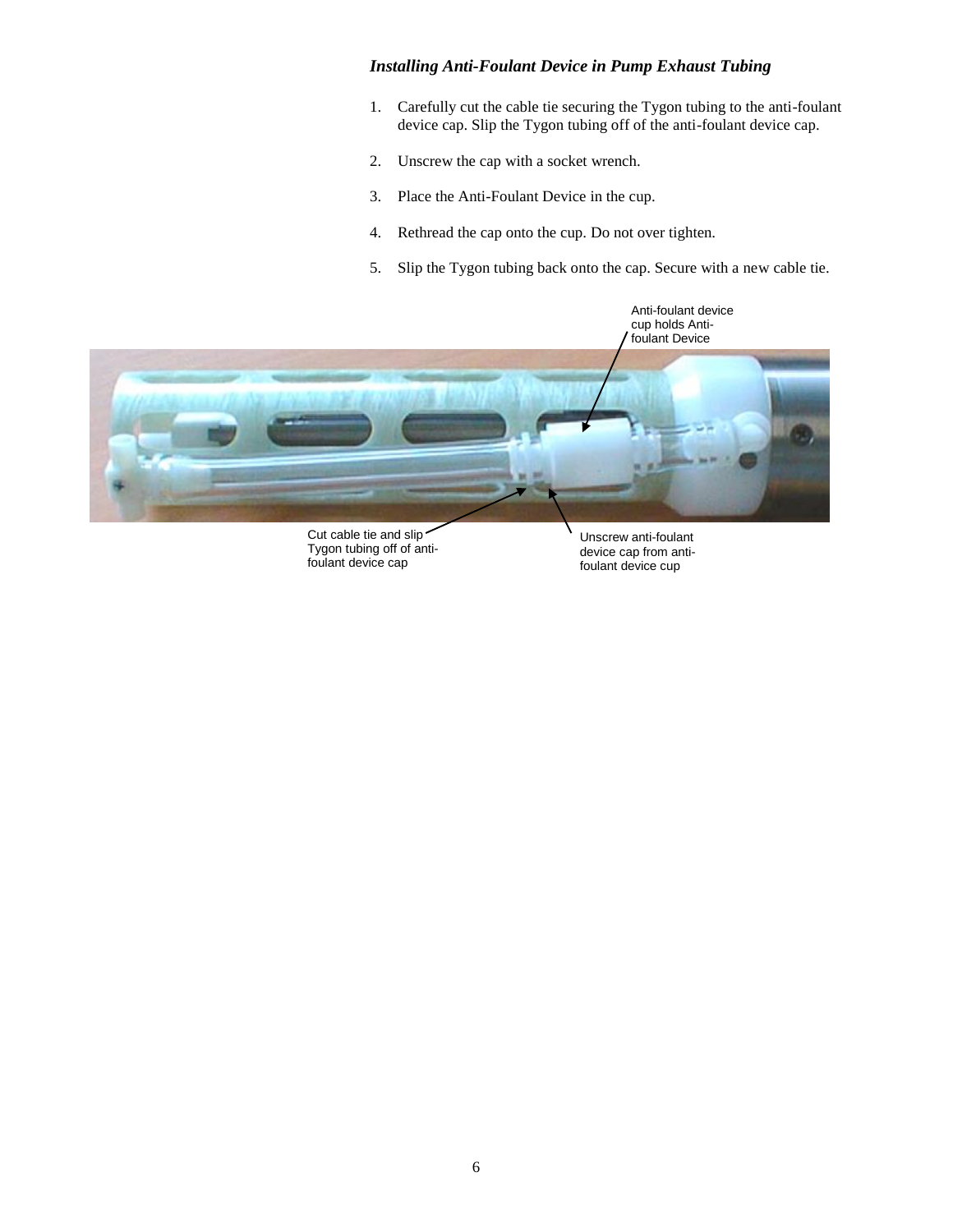### *Installing Anti-Foulant Device in Pump Exhaust Tubing*

1. Carefully cut the cable tie securing the Tygon tubing to the anti-foulant device cap. Slip the Tygon tubing off of the anti-foulant device cap.
2. Unscrew the cap with a socket wrench.
3. Place the Anti-Foulant Device in the cup.
4. Rethread the cap onto the cup. Do not over tighten.
5. Slip the Tygon tubing back onto the cap. Secure with a new cable tie.

Anti-foulant device cup holds Anti-foulant Device

Cut cable tie and slip Tygon tubing off of anti-foulant device cap

Unscrew anti-foulant device cap from anti-foulant device cup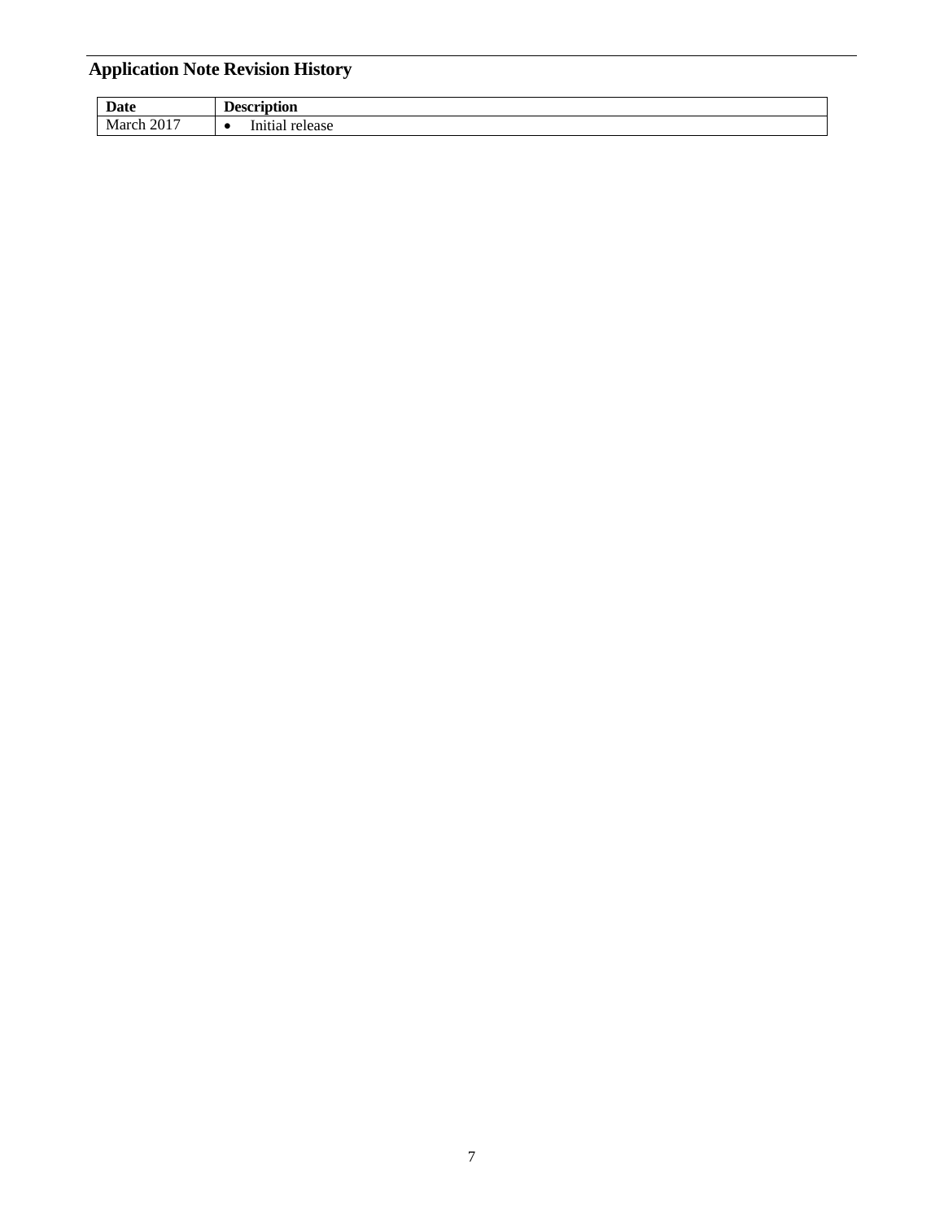## Application Note Revision History

| Date | Description |
| --- | --- |
| March 2017 | • Initial release |